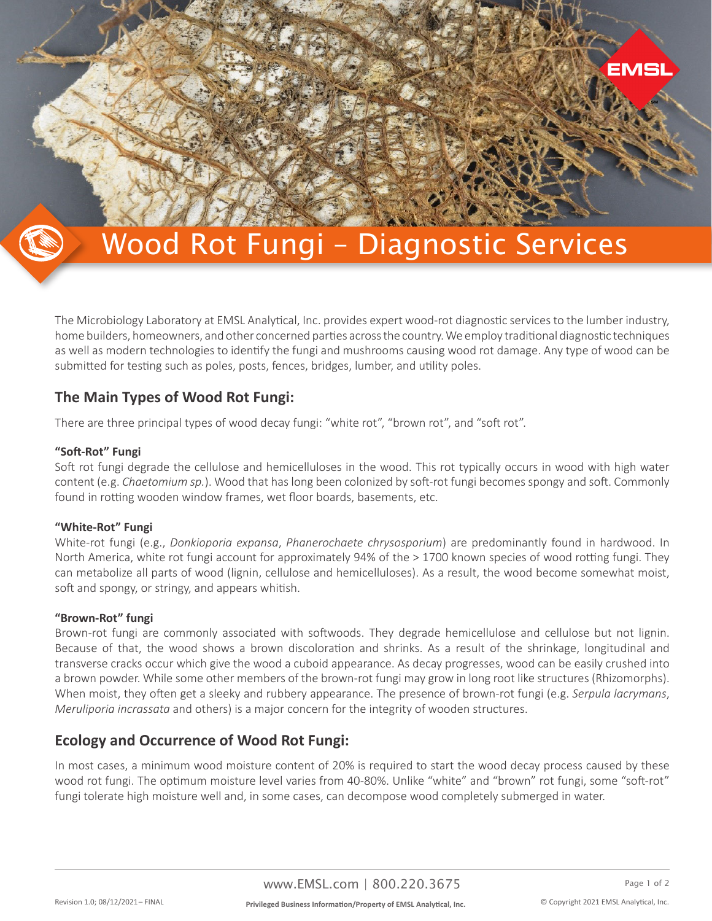# Wood Rot Fungi – Diagnostic Services

The Microbiology Laboratory at EMSL Analytical, Inc. provides expert wood-rot diagnostic services to the lumber industry, home builders, homeowners, and other concerned parties across the country. We employ traditional diagnostic techniques as well as modern technologies to identify the fungi and mushrooms causing wood rot damage. Any type of wood can be submitted for testing such as poles, posts, fences, bridges, lumber, and utility poles.

## The Main Types of Wood Rot Fungi:

There are three principal types of wood decay fungi: "white rot", "brown rot", and "soft rot".

**"Soft-Rot" Fungi**

Soft rot fungi degrade the cellulose and hemicelluloses in the wood. This rot typically occurs in wood with high water content (e.g. *Chaetomium sp.*). Wood that has long been colonized by soft-rot fungi becomes spongy and soft. Commonly found in rotting wooden window frames, wet floor boards, basements, etc.

**"White-Rot" Fungi**

White-rot fungi (e.g., *Donkioporia expansa*, *Phanerochaete chrysosporium*) are predominantly found in hardwood. In North America, white rot fungi account for approximately 94% of the > 1700 known species of wood rotting fungi. They can metabolize all parts of wood (lignin, cellulose and hemicelluloses). As a result, the wood become somewhat moist, soft and spongy, or stringy, and appears whitish.

**"Brown-Rot" fungi**

Brown-rot fungi are commonly associated with softwoods. They degrade hemicellulose and cellulose but not lignin. Because of that, the wood shows a brown discoloration and shrinks. As a result of the shrinkage, longitudinal and transverse cracks occur which give the wood a cuboid appearance. As decay progresses, wood can be easily crushed into a brown powder. While some other members of the brown-rot fungi may grow in long root like structures (Rhizomorphs). When moist, they often get a sleeky and rubbery appearance. The presence of brown-rot fungi (e.g. *Serpula lacrymans*, *Meruliporia incrassata* and others) is a major concern for the integrity of wooden structures.

## Ecology and Occurrence of Wood Rot Fungi:

In most cases, a minimum wood moisture content of 20% is required to start the wood decay process caused by these wood rot fungi. The optimum moisture level varies from 40-80%. Unlike "white" and "brown" rot fungi, some "soft-rot" fungi tolerate high moisture well and, in some cases, can decompose wood completely submerged in water.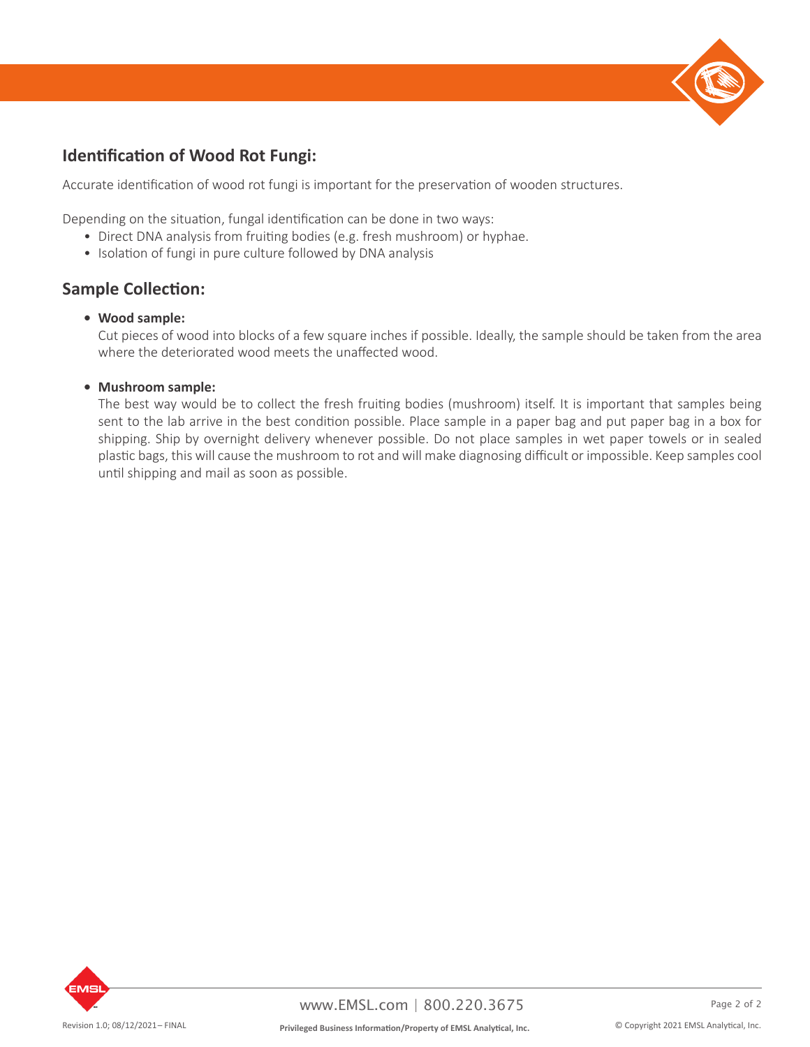## Identification of Wood Rot Fungi:

Accurate identification of wood rot fungi is important for the preservation of wooden structures.

Depending on the situation, fungal identification can be done in two ways:

- Direct DNA analysis from fruiting bodies (e.g. fresh mushroom) or hyphae.
- Isolation of fungi in pure culture followed by DNA analysis

## Sample Collection:

- **Wood sample:**
  Cut pieces of wood into blocks of a few square inches if possible. Ideally, the sample should be taken from the area where the deteriorated wood meets the unaffected wood.

- **Mushroom sample:**
  The best way would be to collect the fresh fruiting bodies (mushroom) itself. It is important that samples being sent to the lab arrive in the best condition possible. Place sample in a paper bag and put paper bag in a box for shipping. Ship by overnight delivery whenever possible. Do not place samples in wet paper towels or in sealed plastic bags, this will cause the mushroom to rot and will make diagnosing difficult or impossible. Keep samples cool until shipping and mail as soon as possible.

www.EMSL.com | 800.220.3675

Revision 1.0; 08/12/2021– FINAL

Privileged Business Information/Property of EMSL Analytical, Inc.

© Copyright 2021 EMSL Analytical, Inc.